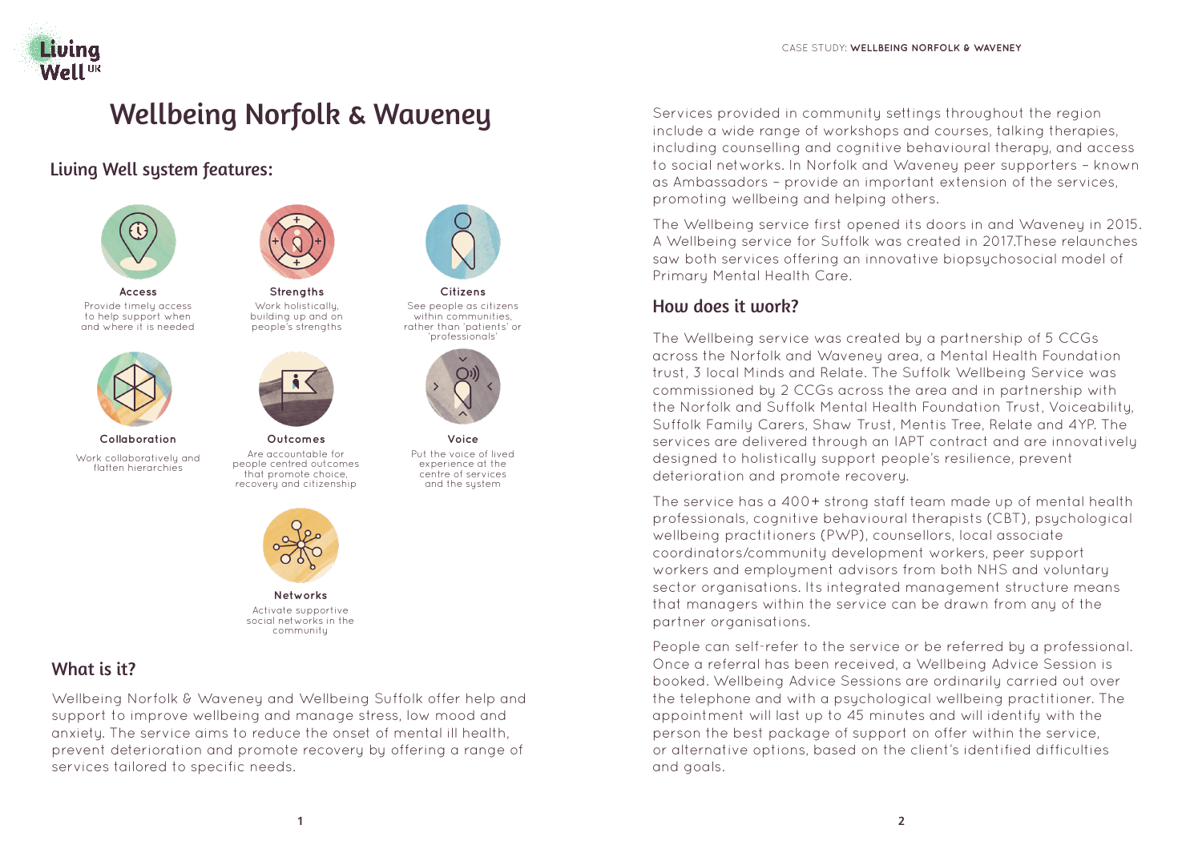# Wellbeing Norfolk & Waveney

## Living Well system features:

**Access**
Provide timely access to help support when and where it is needed

**Strengths**
Work holistically, building up and on people's strengths

**Citizens**
See people as citizens within communities, rather than 'patients' or 'professionals'

**Collaboration**
Work collaboratively and flatten hierarchies

**Outcomes**
Are accountable for people centred outcomes that promote choice, recovery and citizenship

**Voice**
Put the voice of lived experience at the centre of services and the system

**Networks**
Activate supportive social networks in the community

## What is it?

Wellbeing Norfolk & Waveney and Wellbeing Suffolk offer help and support to improve wellbeing and manage stress, low mood and anxiety. The service aims to reduce the onset of mental ill health, prevent deterioration and promote recovery by offering a range of services tailored to specific needs.

Services provided in community settings throughout the region include a wide range of workshops and courses, talking therapies, including counselling and cognitive behavioural therapy, and access to social networks. In Norfolk and Waveney peer supporters – known as Ambassadors – provide an important extension of the services, promoting wellbeing and helping others.

The Wellbeing service first opened its doors in and Waveney in 2015. A Wellbeing service for Suffolk was created in 2017.These relaunches saw both services offering an innovative biopsychosocial model of Primary Mental Health Care.

## How does it work?

The Wellbeing service was created by a partnership of 5 CCGs across the Norfolk and Waveney area, a Mental Health Foundation trust, 3 local Minds and Relate. The Suffolk Wellbeing Service was commissioned by 2 CCGs across the area and in partnership with the Norfolk and Suffolk Mental Health Foundation Trust, Voiceability, Suffolk Family Carers, Shaw Trust, Mentis Tree, Relate and 4YP. The services are delivered through an IAPT contract and are innovatively designed to holistically support people's resilience, prevent deterioration and promote recovery.

The service has a 400+ strong staff team made up of mental health professionals, cognitive behavioural therapists (CBT), psychological wellbeing practitioners (PWP), counsellors, local associate coordinators/community development workers, peer support workers and employment advisors from both NHS and voluntary sector organisations. Its integrated management structure means that managers within the service can be drawn from any of the partner organisations.

People can self-refer to the service or be referred by a professional. Once a referral has been received, a Wellbeing Advice Session is booked. Wellbeing Advice Sessions are ordinarily carried out over the telephone and with a psychological wellbeing practitioner. The appointment will last up to 45 minutes and will identify with the person the best package of support on offer within the service, or alternative options, based on the client's identified difficulties and goals.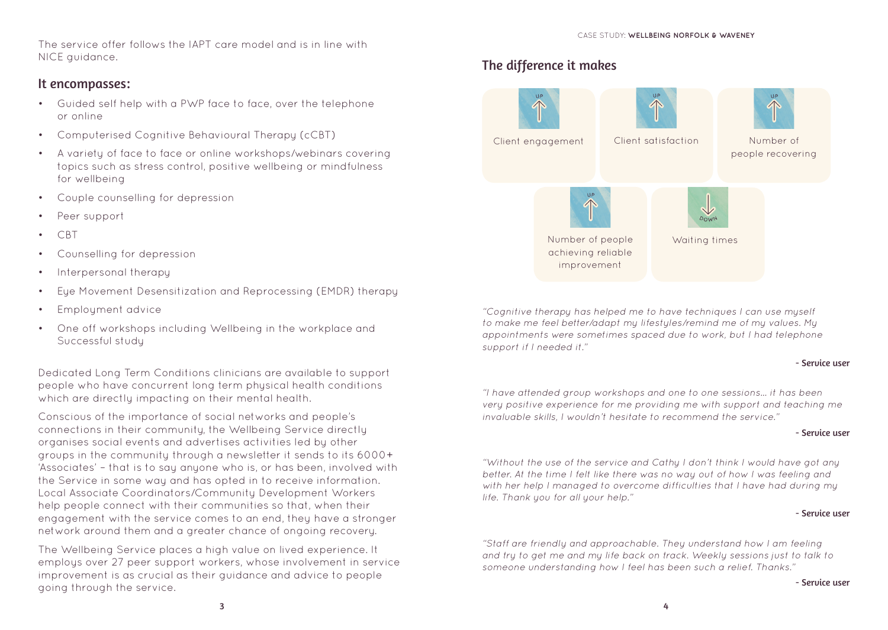The service offer follows the IAPT care model and is in line with NICE guidance.

## It encompasses:

- Guided self help with a PWP face to face, over the telephone or online
- Computerised Cognitive Behavioural Therapy (cCBT)
- A variety of face to face or online workshops/webinars covering topics such as stress control, positive wellbeing or mindfulness for wellbeing
- Couple counselling for depression
- Peer support
- CBT
- Counselling for depression
- Interpersonal therapy
- Eye Movement Desensitization and Reprocessing (EMDR) therapy
- Employment advice
- One off workshops including Wellbeing in the workplace and Successful study

Dedicated Long Term Conditions clinicians are available to support people who have concurrent long term physical health conditions which are directly impacting on their mental health.

Conscious of the importance of social networks and people's connections in their community, the Wellbeing Service directly organises social events and advertises activities led by other groups in the community through a newsletter it sends to its 6000+ 'Associates' – that is to say anyone who is, or has been, involved with the Service in some way and has opted in to receive information. Local Associate Coordinators/Community Development Workers help people connect with their communities so that, when their engagement with the service comes to an end, they have a stronger network around them and a greater chance of ongoing recovery.

The Wellbeing Service places a high value on lived experience. It employs over 27 peer support workers, whose involvement in service improvement is as crucial as their guidance and advice to people going through the service.

## The difference it makes

- UP — Client engagement
- UP — Client satisfaction
- UP — Number of people recovering
- UP — Number of people achieving reliable improvement
- DOWN — Waiting times

*"Cognitive therapy has helped me to have techniques I can use myself to make me feel better/adapt my lifestyles/remind me of my values. My appointments were sometimes spaced due to work, but I had telephone support if I needed it."*

**- Service user**

*"I have attended group workshops and one to one sessions... it has been very positive experience for me providing me with support and teaching me invaluable skills, I wouldn't hesitate to recommend the service."*

**- Service user**

*"Without the use of the service and Cathy I don't think I would have got any better. At the time I felt like there was no way out of how I was feeling and with her help I managed to overcome difficulties that I have had during my life. Thank you for all your help."*

**- Service user**

*"Staff are friendly and approachable. They understand how I am feeling and try to get me and my life back on track. Weekly sessions just to talk to someone understanding how I feel has been such a relief. Thanks."*

**- Service user**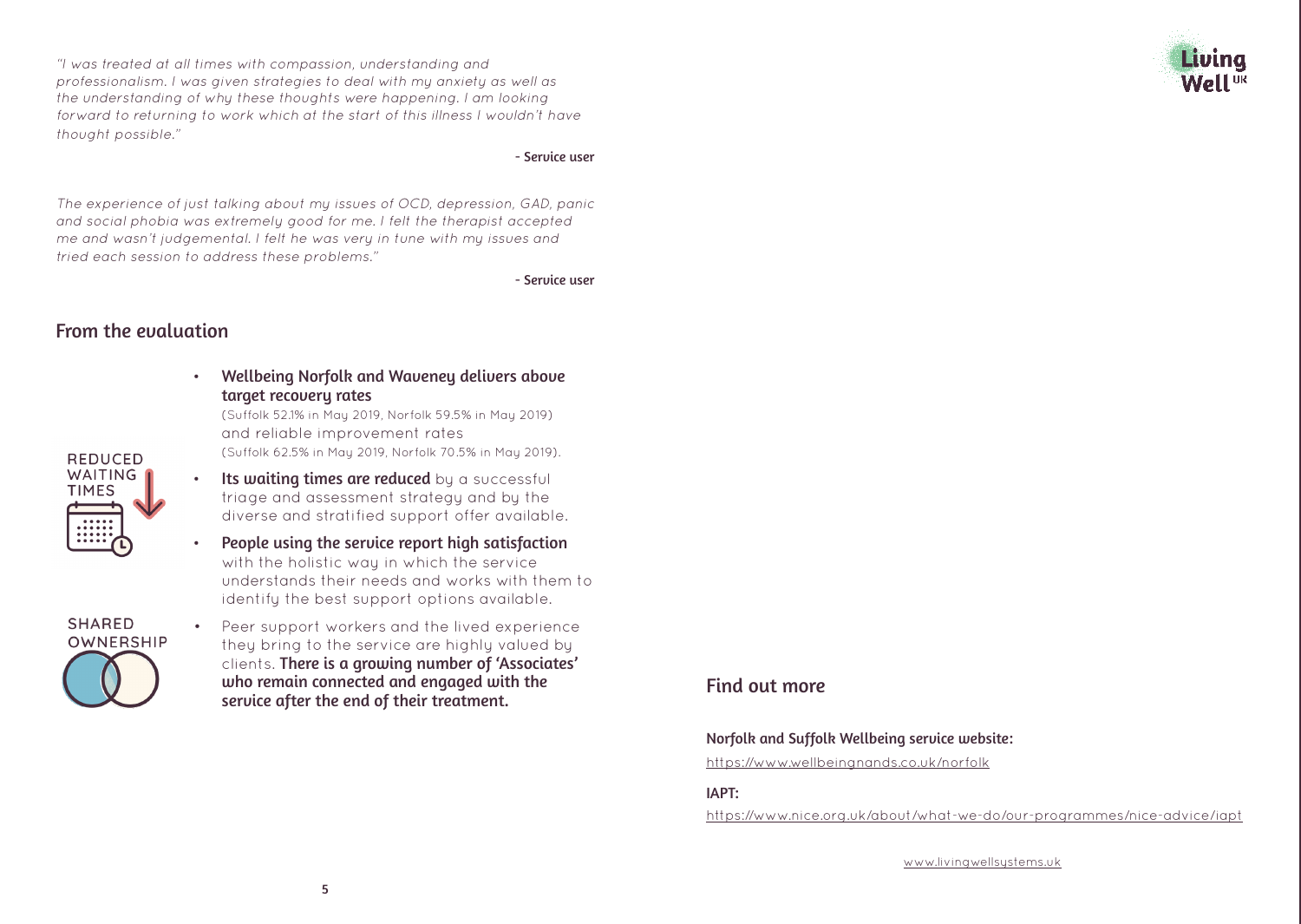*"I was treated at all times with compassion, understanding and professionalism. I was given strategies to deal with my anxiety as well as the understanding of why these thoughts were happening. I am looking forward to returning to work which at the start of this illness I wouldn't have thought possible."*

**- Service user**

*The experience of just talking about my issues of OCD, depression, GAD, panic and social phobia was extremely good for me. I felt the therapist accepted me and wasn't judgemental. I felt he was very in tune with my issues and tried each session to address these problems."*

**- Service user**

## From the evaluation

REDUCED WAITING TIMES

SHARED OWNERSHIP

- **Wellbeing Norfolk and Waveney delivers above target recovery rates** (Suffolk 52.1% in May 2019, Norfolk 59.5% in May 2019) and reliable improvement rates (Suffolk 62.5% in May 2019, Norfolk 70.5% in May 2019).
- **Its waiting times are reduced** by a successful triage and assessment strategy and by the diverse and stratified support offer available.
- **People using the service report high satisfaction** with the holistic way in which the service understands their needs and works with them to identify the best support options available.
- Peer support workers and the lived experience they bring to the service are highly valued by clients. **There is a growing number of 'Associates' who remain connected and engaged with the service after the end of their treatment.**

## Find out more

**Norfolk and Suffolk Wellbeing service website:**

https://www.wellbeingnands.co.uk/norfolk

**IAPT:**

https://www.nice.org.uk/about/what-we-do/our-programmes/nice-advice/iapt

www.livingwellsystems.uk